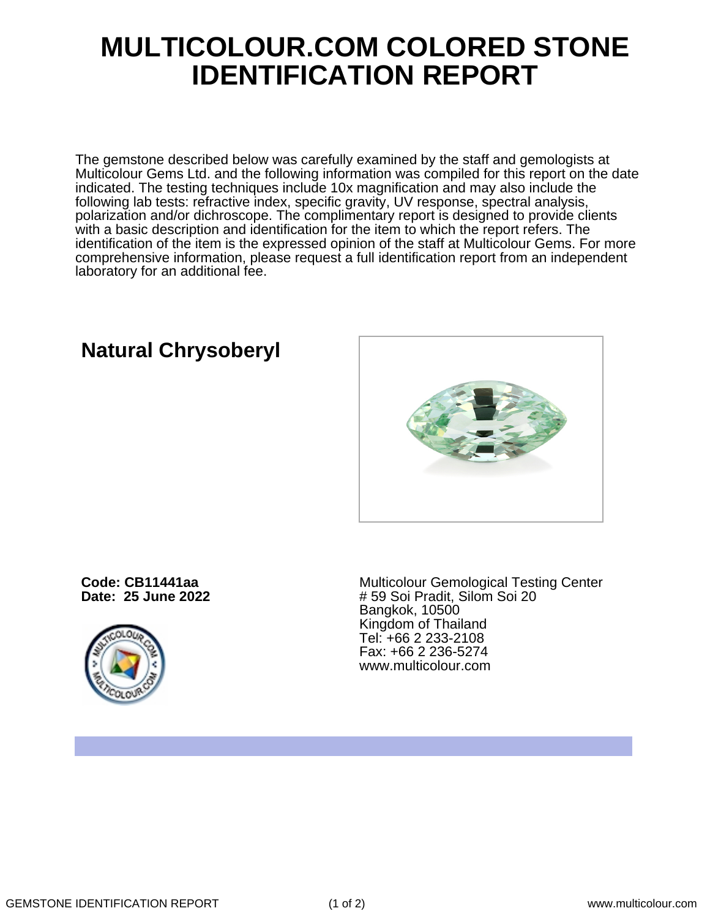# MULTICOLOUR.COM COLORED STONE IDENTIFICATION REPORT

The gemstone described below was carefully examined by the staff and gemologists at Multicolour Gems Ltd. and the following information was compiled for this report on the date indicated. The testing techniques include 10x magnification and may also include the following lab tests: refractive index, specific gravity, UV response, spectral analysis, polarization and/or dichroscope. The complimentary report is designed to provide clients with a basic description and identification for the item to which the report refers. The identification of the item is the expressed opinion of the staff at Multicolour Gems. For more comprehensive information, please request a full identification report from an independent laboratory for an additional fee.

## Natural Chrysoberyl

**Code: CB11441aa**
**Date: 25 June 2022**

Multicolour Gemological Testing Center
# 59 Soi Pradit, Silom Soi 20
Bangkok, 10500
Kingdom of Thailand
Tel: +66 2 233-2108
Fax: +66 2 236-5274
www.multicolour.com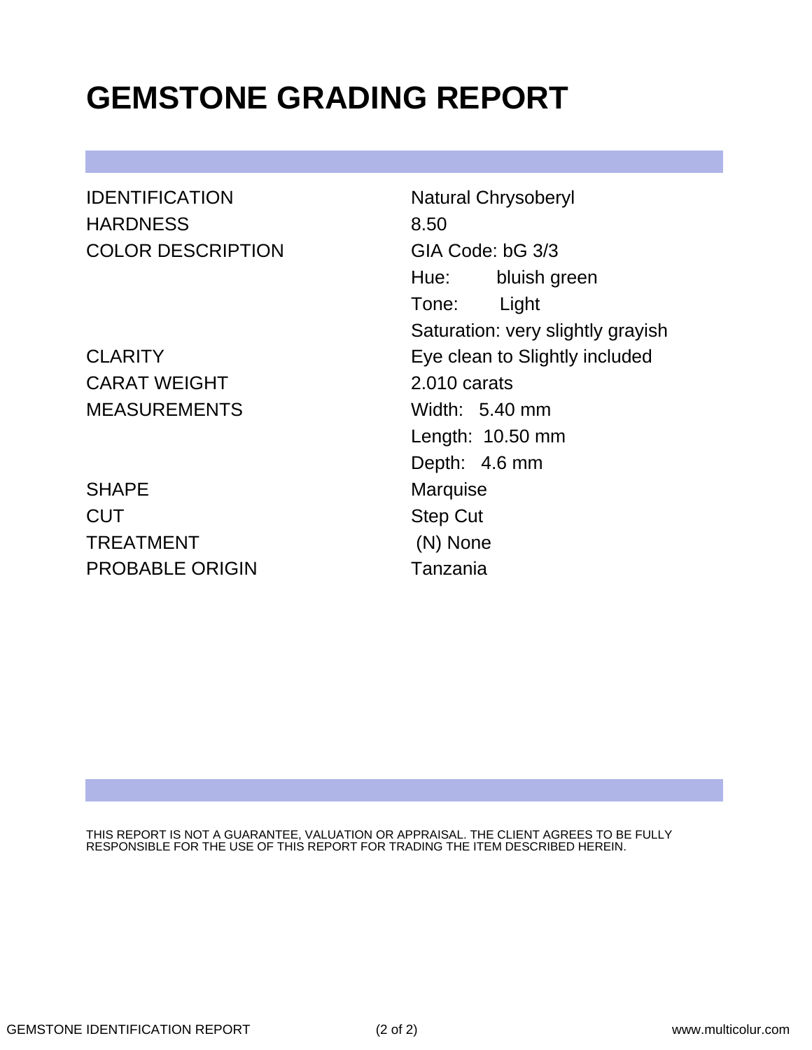# GEMSTONE GRADING REPORT

| | |
|---|---|
| IDENTIFICATION | Natural Chrysoberyl |
| HARDNESS | 8.50 |
| COLOR DESCRIPTION | GIA Code: bG 3/3 |
| | Hue: bluish green |
| | Tone: Light |
| | Saturation: very slightly grayish |
| CLARITY | Eye clean to Slightly included |
| CARAT WEIGHT | 2.010 carats |
| MEASUREMENTS | Width: 5.40 mm |
| | Length: 10.50 mm |
| | Depth: 4.6 mm |
| SHAPE | Marquise |
| CUT | Step Cut |
| TREATMENT | (N) None |
| PROBABLE ORIGIN | Tanzania |

THIS REPORT IS NOT A GUARANTEE, VALUATION OR APPRAISAL. THE CLIENT AGREES TO BE FULLY RESPONSIBLE FOR THE USE OF THIS REPORT FOR TRADING THE ITEM DESCRIBED HEREIN.